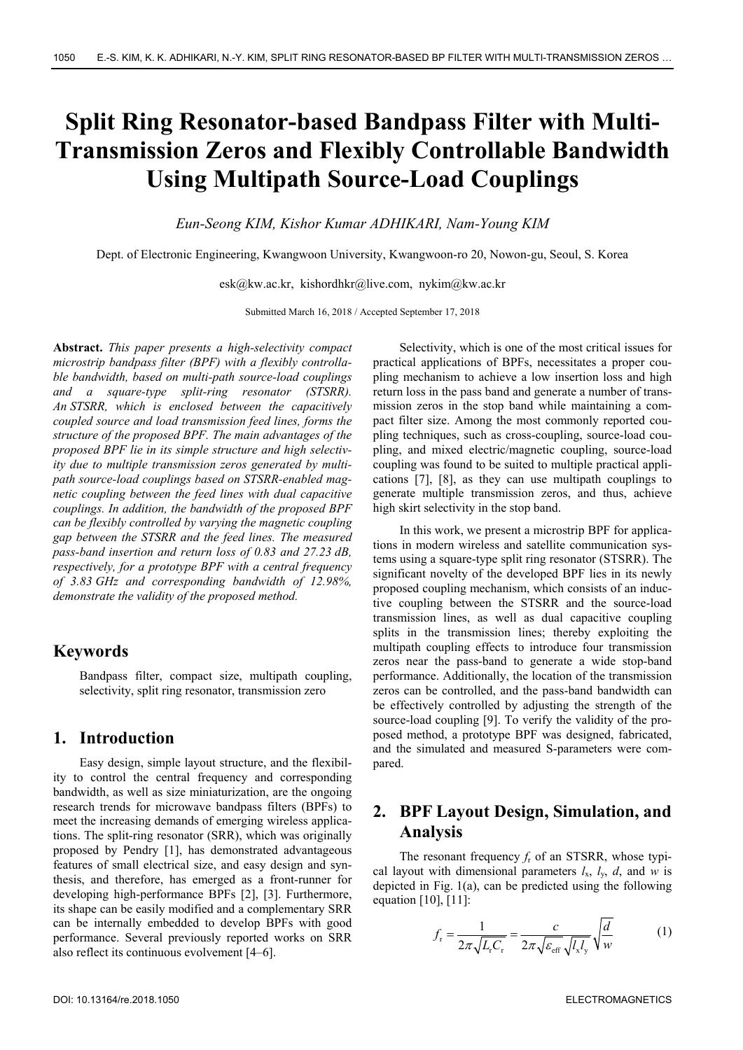# Split Ring Resonator-based Bandpass Filter with Multi-Transmission Zeros and Flexibly Controllable Bandwidth Using Multipath Source-Load Couplings

*Eun-Seong KIM, Kishor Kumar ADHIKARI, Nam-Young KIM*

Dept. of Electronic Engineering, Kwangwoon University, Kwangwoon-ro 20, Nowon-gu, Seoul, S. Korea

esk@kw.ac.kr, kishordhkr@live.com, nykim@kw.ac.kr

Submitted March 16, 2018 / Accepted September 17, 2018

**Abstract.** *This paper presents a high-selectivity compact microstrip bandpass filter (BPF) with a flexibly controllable bandwidth, based on multi-path source-load couplings and a square-type split-ring resonator (STSRR). An STSRR, which is enclosed between the capacitively coupled source and load transmission feed lines, forms the structure of the proposed BPF. The main advantages of the proposed BPF lie in its simple structure and high selectivity due to multiple transmission zeros generated by multi-path source-load couplings based on STSRR-enabled magnetic coupling between the feed lines with dual capacitive couplings. In addition, the bandwidth of the proposed BPF can be flexibly controlled by varying the magnetic coupling gap between the STSRR and the feed lines. The measured pass-band insertion and return loss of 0.83 and 27.23 dB, respectively, for a prototype BPF with a central frequency of 3.83 GHz and corresponding bandwidth of 12.98%, demonstrate the validity of the proposed method.*

## Keywords

Bandpass filter, compact size, multipath coupling, selectivity, split ring resonator, transmission zero

## 1. Introduction

Easy design, simple layout structure, and the flexibility to control the central frequency and corresponding bandwidth, as well as size miniaturization, are the ongoing research trends for microwave bandpass filters (BPFs) to meet the increasing demands of emerging wireless applications. The split-ring resonator (SRR), which was originally proposed by Pendry [1], has demonstrated advantageous features of small electrical size, and easy design and synthesis, and therefore, has emerged as a front-runner for developing high-performance BPFs [2], [3]. Furthermore, its shape can be easily modified and a complementary SRR can be internally embedded to develop BPFs with good performance. Several previously reported works on SRR also reflect its continuous evolvement [4–6].

Selectivity, which is one of the most critical issues for practical applications of BPFs, necessitates a proper coupling mechanism to achieve a low insertion loss and high return loss in the pass band and generate a number of transmission zeros in the stop band while maintaining a compact filter size. Among the most commonly reported coupling techniques, such as cross-coupling, source-load coupling, and mixed electric/magnetic coupling, source-load coupling was found to be suited to multiple practical applications [7], [8], as they can use multipath couplings to generate multiple transmission zeros, and thus, achieve high skirt selectivity in the stop band.

In this work, we present a microstrip BPF for applications in modern wireless and satellite communication systems using a square-type split ring resonator (STSRR). The significant novelty of the developed BPF lies in its newly proposed coupling mechanism, which consists of an inductive coupling between the STSRR and the source-load transmission lines, as well as dual capacitive coupling splits in the transmission lines; thereby exploiting the multipath coupling effects to introduce four transmission zeros near the pass-band to generate a wide stop-band performance. Additionally, the location of the transmission zeros can be controlled, and the pass-band bandwidth can be effectively controlled by adjusting the strength of the source-load coupling [9]. To verify the validity of the proposed method, a prototype BPF was designed, fabricated, and the simulated and measured S-parameters were compared.

## 2. BPF Layout Design, Simulation, and Analysis

The resonant frequency $f_r$ of an STSRR, whose typical layout with dimensional parameters $l_x$, $l_y$, $d$, and $w$ is depicted in Fig. 1(a), can be predicted using the following equation [10], [11]:

$$f_r = \frac{1}{2\pi\sqrt{L_r C_r}} = \frac{c}{2\pi\sqrt{\varepsilon_{\text{eff}}}\sqrt{l_x l_y}}\sqrt{\frac{d}{w}} \qquad (1)$$

DOI: 10.13164/re.2018.1050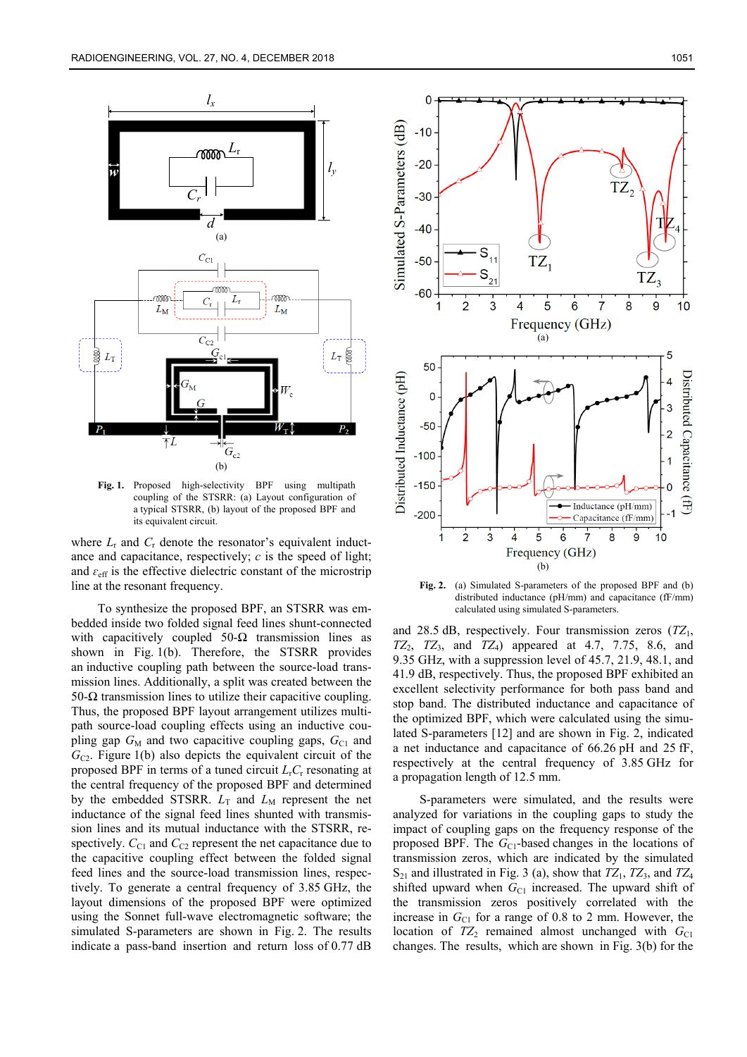Fig. 1. Proposed high-selectivity BPF using multipath coupling of the STSRR: (a) Layout configuration of a typical STSRR, (b) layout of the proposed BPF and its equivalent circuit.

where $L_r$ and $C_r$ denote the resonator's equivalent inductance and capacitance, respectively; $c$ is the speed of light; and $\varepsilon_{eff}$ is the effective dielectric constant of the microstrip line at the resonant frequency.

To synthesize the proposed BPF, an STSRR was embedded inside two folded signal feed lines shunt-connected with capacitively coupled 50-Ω transmission lines as shown in Fig. 1(b). Therefore, the STSRR provides an inductive coupling path between the source-load transmission lines. Additionally, a split was created between the 50-Ω transmission lines to utilize their capacitive coupling. Thus, the proposed BPF layout arrangement utilizes multipath source-load coupling effects using an inductive coupling gap $G_M$ and two capacitive coupling gaps, $G_{C1}$ and $G_{C2}$. Figure 1(b) also depicts the equivalent circuit of the proposed BPF in terms of a tuned circuit $L_rC_r$ resonating at the central frequency of the proposed BPF and determined by the embedded STSRR. $L_T$ and $L_M$ represent the net inductance of the signal feed lines shunted with transmission lines and its mutual inductance with the STSRR, respectively. $C_{C1}$ and $C_{C2}$ represent the net capacitance due to the capacitive coupling effect between the folded signal feed lines and the source-load transmission lines, respectively. To generate a central frequency of 3.85 GHz, the layout dimensions of the proposed BPF were optimized using the Sonnet full-wave electromagnetic software; the simulated S-parameters are shown in Fig. 2. The results indicate a pass-band insertion and return loss of 0.77 dB and 28.5 dB, respectively. Four transmission zeros ($TZ_1$, $TZ_2$, $TZ_3$, and $TZ_4$) appeared at 4.7, 7.75, 8.6, and 9.35 GHz, with a suppression level of 45.7, 21.9, 48.1, and 41.9 dB, respectively. Thus, the proposed BPF exhibited an excellent selectivity performance for both pass band and stop band. The distributed inductance and capacitance of the optimized BPF, which were calculated using the simulated S-parameters [12] and are shown in Fig. 2, indicated a net inductance and capacitance of 66.26 pH and 25 fF, respectively at the central frequency of 3.85 GHz for a propagation length of 12.5 mm.

Fig. 2. (a) Simulated S-parameters of the proposed BPF and (b) distributed inductance (pH/mm) and capacitance (fF/mm) calculated using simulated S-parameters.

S-parameters were simulated, and the results were analyzed for variations in the coupling gaps to study the impact of coupling gaps on the frequency response of the proposed BPF. The $G_{C1}$-based changes in the locations of transmission zeros, which are indicated by the simulated $S_{21}$ and illustrated in Fig. 3 (a), show that $TZ_1$, $TZ_3$, and $TZ_4$ shifted upward when $G_{C1}$ increased. The upward shift of the transmission zeros positively correlated with the increase in $G_{C1}$ for a range of 0.8 to 2 mm. However, the location of $TZ_2$ remained almost unchanged with $G_{C1}$ changes. The results, which are shown in Fig. 3(b) for the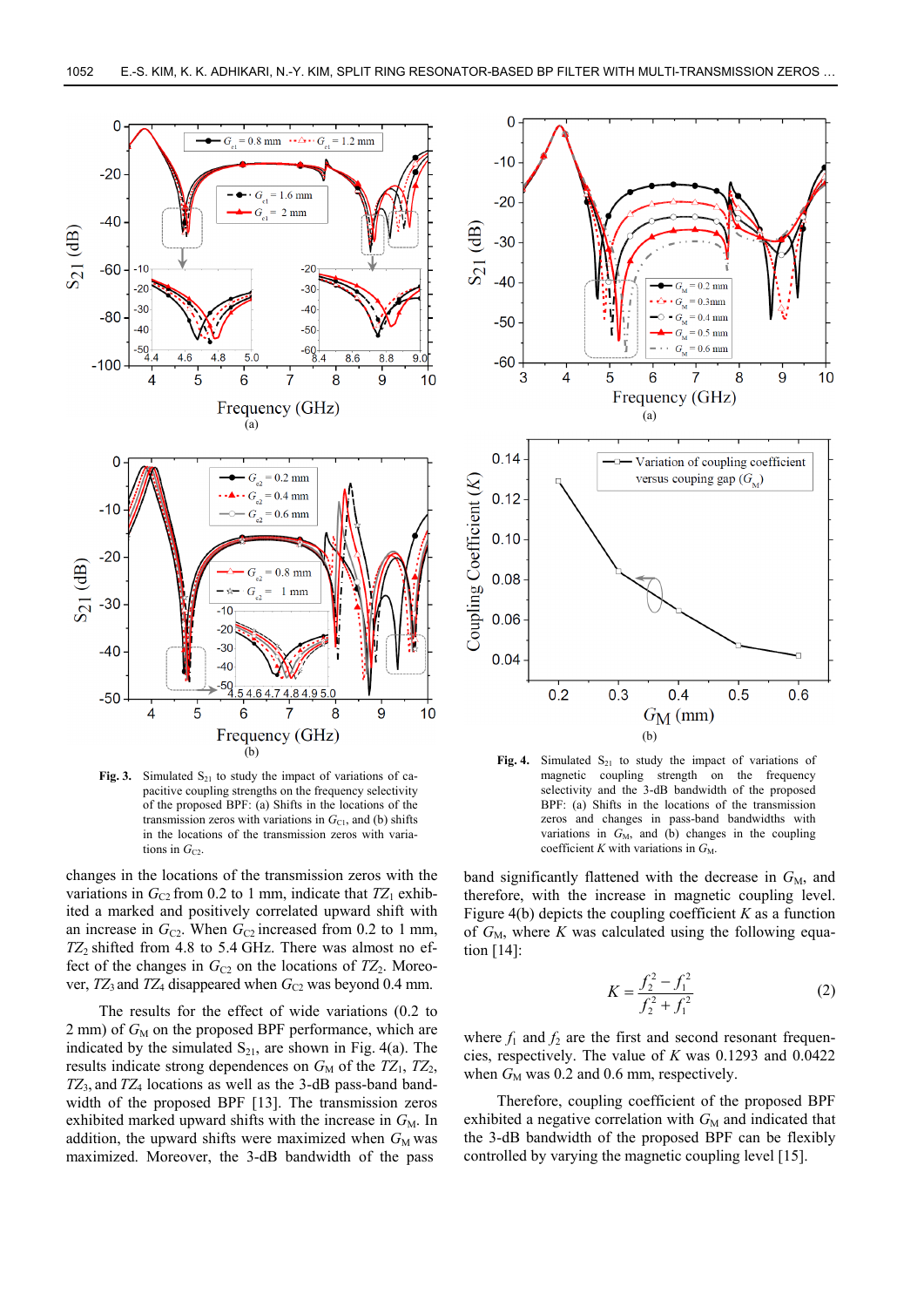**Fig. 3.** Simulated $S_{21}$ to study the impact of variations of capacitive coupling strengths on the frequency selectivity of the proposed BPF: (a) Shifts in the locations of the transmission zeros with variations in $G_{C1}$, and (b) shifts in the locations of the transmission zeros with variations in $G_{C2}$.

**Fig. 4.** Simulated $S_{21}$ to study the impact of variations of magnetic coupling strength on the frequency selectivity and the 3-dB bandwidth of the proposed BPF: (a) Shifts in the locations of the transmission zeros and changes in pass-band bandwidths with variations in $G_M$, and (b) changes in the coupling coefficient $K$ with variations in $G_M$.

changes in the locations of the transmission zeros with the variations in $G_{C2}$ from 0.2 to 1 mm, indicate that $TZ_1$ exhibited a marked and positively correlated upward shift with an increase in $G_{C2}$. When $G_{C2}$ increased from 0.2 to 1 mm, $TZ_2$ shifted from 4.8 to 5.4 GHz. There was almost no effect of the changes in $G_{C2}$ on the locations of $TZ_2$. Moreover, $TZ_3$ and $TZ_4$ disappeared when $G_{C2}$ was beyond 0.4 mm.

The results for the effect of wide variations (0.2 to 2 mm) of $G_M$ on the proposed BPF performance, which are indicated by the simulated $S_{21}$, are shown in Fig. 4(a). The results indicate strong dependences on $G_M$ of the $TZ_1$, $TZ_2$, $TZ_3$, and $TZ_4$ locations as well as the 3-dB pass-band bandwidth of the proposed BPF [13]. The transmission zeros exhibited marked upward shifts with the increase in $G_M$. In addition, the upward shifts were maximized when $G_M$ was maximized. Moreover, the 3-dB bandwidth of the pass band significantly flattened with the decrease in $G_M$, and therefore, with the increase in magnetic coupling level. Figure 4(b) depicts the coupling coefficient $K$ as a function of $G_M$, where $K$ was calculated using the following equation [14]:

$$K = \frac{f_2^2 - f_1^2}{f_2^2 + f_1^2} \tag{2}$$

where $f_1$ and $f_2$ are the first and second resonant frequencies, respectively. The value of $K$ was 0.1293 and 0.0422 when $G_M$ was 0.2 and 0.6 mm, respectively.

Therefore, coupling coefficient of the proposed BPF exhibited a negative correlation with $G_M$ and indicated that the 3-dB bandwidth of the proposed BPF can be flexibly controlled by varying the magnetic coupling level [15].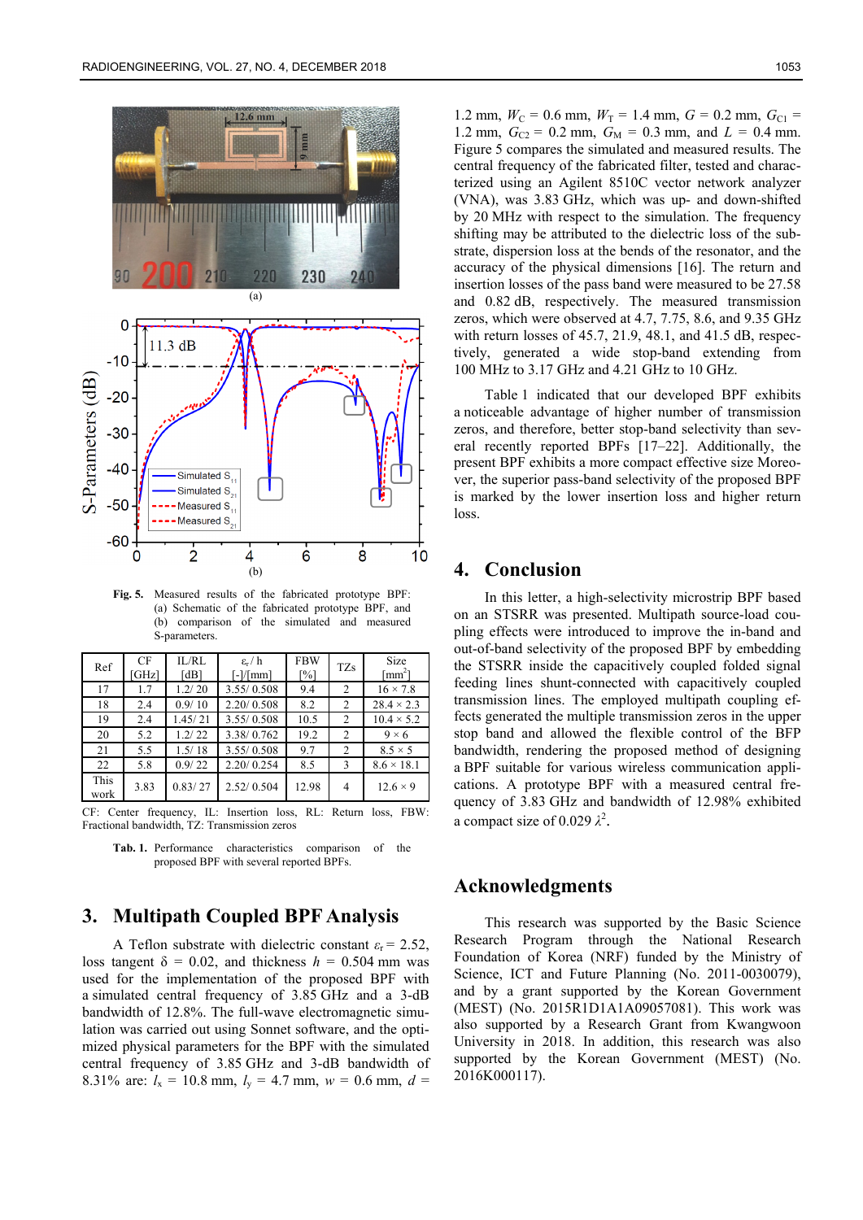Fig. 5. Measured results of the fabricated prototype BPF: (a) Schematic of the fabricated prototype BPF, and (b) comparison of the simulated and measured S-parameters.

| Ref | CF [GHz] | IL/RL [dB] | $\varepsilon_r$ / h [-]/[mm] | FBW [%] | TZs | Size [mm$^2$] |
|---|---|---|---|---|---|---|
| 17 | 1.7 | 1.2/ 20 | 3.55/ 0.508 | 9.4 | 2 | 16 × 7.8 |
| 18 | 2.4 | 0.9/ 10 | 2.20/ 0.508 | 8.2 | 2 | 28.4 × 2.3 |
| 19 | 2.4 | 1.45/ 21 | 3.55/ 0.508 | 10.5 | 2 | 10.4 × 5.2 |
| 20 | 5.2 | 1.2/ 22 | 3.38/ 0.762 | 19.2 | 2 | 9 × 6 |
| 21 | 5.5 | 1.5/ 18 | 3.55/ 0.508 | 9.7 | 2 | 8.5 × 5 |
| 22 | 5.8 | 0.9/ 22 | 2.20/ 0.254 | 8.5 | 3 | 8.6 × 18.1 |
| This work | 3.83 | 0.83/ 27 | 2.52/ 0.504 | 12.98 | 4 | 12.6 × 9 |

CF: Center frequency, IL: Insertion loss, RL: Return loss, FBW: Fractional bandwidth, TZ: Transmission zeros

Tab. 1. Performance characteristics comparison of the proposed BPF with several reported BPFs.

## 3. Multipath Coupled BPF Analysis

A Teflon substrate with dielectric constant $\varepsilon_r = 2.52$, loss tangent $\delta = 0.02$, and thickness $h = 0.504$ mm was used for the implementation of the proposed BPF with a simulated central frequency of 3.85 GHz and a 3-dB bandwidth of 12.8%. The full-wave electromagnetic simulation was carried out using Sonnet software, and the optimized physical parameters for the BPF with the simulated central frequency of 3.85 GHz and 3-dB bandwidth of 8.31% are: $l_x = 10.8$ mm, $l_y = 4.7$ mm, $w = 0.6$ mm, $d = 1.2$ mm, $W_C = 0.6$ mm, $W_T = 1.4$ mm, $G = 0.2$ mm, $G_{C1} = 1.2$ mm, $G_{C2} = 0.2$ mm, $G_M = 0.3$ mm, and $L = 0.4$ mm. Figure 5 compares the simulated and measured results. The central frequency of the fabricated filter, tested and characterized using an Agilent 8510C vector network analyzer (VNA), was 3.83 GHz, which was up- and down-shifted by 20 MHz with respect to the simulation. The frequency shifting may be attributed to the dielectric loss of the substrate, dispersion loss at the bends of the resonator, and the accuracy of the physical dimensions [16]. The return and insertion losses of the pass band were measured to be 27.58 and 0.82 dB, respectively. The measured transmission zeros, which were observed at 4.7, 7.75, 8.6, and 9.35 GHz with return losses of 45.7, 21.9, 48.1, and 41.5 dB, respectively, generated a wide stop-band extending from 100 MHz to 3.17 GHz and 4.21 GHz to 10 GHz.

Table 1 indicated that our developed BPF exhibits a noticeable advantage of higher number of transmission zeros, and therefore, better stop-band selectivity than several recently reported BPFs [17–22]. Additionally, the present BPF exhibits a more compact effective size Moreover, the superior pass-band selectivity of the proposed BPF is marked by the lower insertion loss and higher return loss.

## 4. Conclusion

In this letter, a high-selectivity microstrip BPF based on an STSRR was presented. Multipath source-load coupling effects were introduced to improve the in-band and out-of-band selectivity of the proposed BPF by embedding the STSRR inside the capacitively coupled folded signal feeding lines shunt-connected with capacitively coupled transmission lines. The employed multipath coupling effects generated the multiple transmission zeros in the upper stop band and allowed the flexible control of the BFP bandwidth, rendering the proposed method of designing a BPF suitable for various wireless communication applications. A prototype BPF with a measured central frequency of 3.83 GHz and bandwidth of 12.98% exhibited a compact size of 0.029 $\lambda^2$.

## Acknowledgments

This research was supported by the Basic Science Research Program through the National Research Foundation of Korea (NRF) funded by the Ministry of Science, ICT and Future Planning (No. 2011-0030079), and by a grant supported by the Korean Government (MEST) (No. 2015R1D1A1A09057081). This work was also supported by a Research Grant from Kwangwoon University in 2018. In addition, this research was also supported by the Korean Government (MEST) (No. 2016K000117).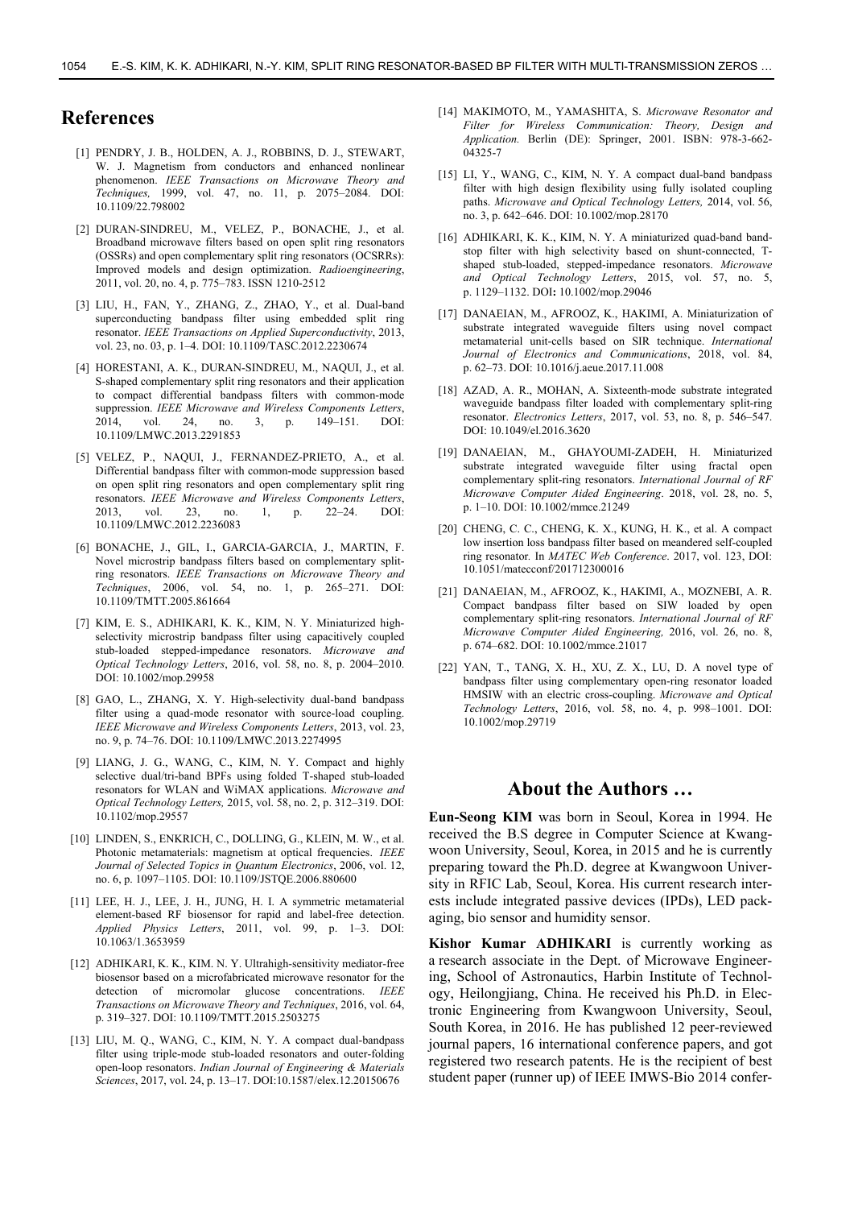## References

[1] PENDRY, J. B., HOLDEN, A. J., ROBBINS, D. J., STEWART, W. J. Magnetism from conductors and enhanced nonlinear phenomenon. *IEEE Transactions on Microwave Theory and Techniques,* 1999, vol. 47, no. 11, p. 2075–2084. DOI: 10.1109/22.798002

[2] DURAN-SINDREU, M., VELEZ, P., BONACHE, J., et al. Broadband microwave filters based on open split ring resonators (OSSRs) and open complementary split ring resonators (OCSRRs): Improved models and design optimization. *Radioengineering*, 2011, vol. 20, no. 4, p. 775–783. ISSN 1210-2512

[3] LIU, H., FAN, Y., ZHANG, Z., ZHAO, Y., et al. Dual-band superconducting bandpass filter using embedded split ring resonator. *IEEE Transactions on Applied Superconductivity*, 2013, vol. 23, no. 03, p. 1–4. DOI: 10.1109/TASC.2012.2230674

[4] HORESTANI, A. K., DURAN-SINDREU, M., NAQUI, J., et al. S-shaped complementary split ring resonators and their application to compact differential bandpass filters with common-mode suppression. *IEEE Microwave and Wireless Components Letters*, 2014, vol. 24, no. 3, p. 149–151. DOI: 10.1109/LMWC.2013.2291853

[5] VELEZ, P., NAQUI, J., FERNANDEZ-PRIETO, A., et al. Differential bandpass filter with common-mode suppression based on open split ring resonators and open complementary split ring resonators. *IEEE Microwave and Wireless Components Letters*, 2013, vol. 23, no. 1, p. 22–24. DOI: 10.1109/LMWC.2012.2236083

[6] BONACHE, J., GIL, I., GARCIA-GARCIA, J., MARTIN, F. Novel microstrip bandpass filters based on complementary split-ring resonators. *IEEE Transactions on Microwave Theory and Techniques*, 2006, vol. 54, no. 1, p. 265–271. DOI: 10.1109/TMTT.2005.861664

[7] KIM, E. S., ADHIKARI, K. K., KIM, N. Y. Miniaturized high-selectivity microstrip bandpass filter using capacitively coupled stub-loaded stepped-impedance resonators. *Microwave and Optical Technology Letters*, 2016, vol. 58, no. 8, p. 2004–2010. DOI: 10.1002/mop.29958

[8] GAO, L., ZHANG, X. Y. High-selectivity dual-band bandpass filter using a quad-mode resonator with source-load coupling. *IEEE Microwave and Wireless Components Letters*, 2013, vol. 23, no. 9, p. 74–76. DOI: 10.1109/LMWC.2013.2274995

[9] LIANG, J. G., WANG, C., KIM, N. Y. Compact and highly selective dual/tri-band BPFs using folded T-shaped stub-loaded resonators for WLAN and WiMAX applications. *Microwave and Optical Technology Letters,* 2015, vol. 58, no. 2, p. 312–319. DOI: 10.1102/mop.29557

[10] LINDEN, S., ENKRICH, C., DOLLING, G., KLEIN, M. W., et al. Photonic metamaterials: magnetism at optical frequencies. *IEEE Journal of Selected Topics in Quantum Electronics*, 2006, vol. 12, no. 6, p. 1097–1105. DOI: 10.1109/JSTQE.2006.880600

[11] LEE, H. J., LEE, J. H., JUNG, H. I. A symmetric metamaterial element-based RF biosensor for rapid and label-free detection. *Applied Physics Letters*, 2011, vol. 99, p. 1–3. DOI: 10.1063/1.3653959

[12] ADHIKARI, K. K., KIM. N. Y. Ultrahigh-sensitivity mediator-free biosensor based on a microfabricated microwave resonator for the detection of micromolar glucose concentrations. *IEEE Transactions on Microwave Theory and Techniques*, 2016, vol. 64, p. 319–327. DOI: 10.1109/TMTT.2015.2503275

[13] LIU, M. Q., WANG, C., KIM, N. Y. A compact dual-bandpass filter using triple-mode stub-loaded resonators and outer-folding open-loop resonators. *Indian Journal of Engineering & Materials Sciences*, 2017, vol. 24, p. 13–17. DOI:10.1587/elex.12.20150676

[14] MAKIMOTO, M., YAMASHITA, S. *Microwave Resonator and Filter for Wireless Communication: Theory, Design and Application.* Berlin (DE): Springer, 2001. ISBN: 978-3-662-04325-7

[15] LI, Y., WANG, C., KIM, N. Y. A compact dual-band bandpass filter with high design flexibility using fully isolated coupling paths. *Microwave and Optical Technology Letters,* 2014, vol. 56, no. 3, p. 642–646. DOI: 10.1002/mop.28170

[16] ADHIKARI, K. K., KIM, N. Y. A miniaturized quad-band bandstop filter with high selectivity based on shunt-connected, T-shaped stub-loaded, stepped-impedance resonators. *Microwave and Optical Technology Letters*, 2015, vol. 57, no. 5, p. 1129–1132. DOI**:** 10.1002/mop.29046

[17] DANAEIAN, M., AFROOZ, K., HAKIMI, A. Miniaturization of substrate integrated waveguide filters using novel compact metamaterial unit-cells based on SIR technique. *International Journal of Electronics and Communications*, 2018, vol. 84, p. 62–73. DOI: 10.1016/j.aeue.2017.11.008

[18] AZAD, A. R., MOHAN, A. Sixteenth-mode substrate integrated waveguide bandpass filter loaded with complementary split-ring resonator. *Electronics Letters*, 2017, vol. 53, no. 8, p. 546–547. DOI: 10.1049/el.2016.3620

[19] DANAEIAN, M., GHAYOUMI-ZADEH, H. Miniaturized substrate integrated waveguide filter using fractal open complementary split-ring resonators. *International Journal of RF Microwave Computer Aided Engineering*. 2018, vol. 28, no. 5, p. 1–10. DOI: 10.1002/mmce.21249

[20] CHENG, C. C., CHENG, K. X., KUNG, H. K., et al. A compact low insertion loss bandpass filter based on meandered self-coupled ring resonator. In *MATEC Web Conference*. 2017, vol. 123, DOI: 10.1051/matecconf/201712300016

[21] DANAEIAN, M., AFROOZ, K., HAKIMI, A., MOZNEBI, A. R. Compact bandpass filter based on SIW loaded by open complementary split-ring resonators. *International Journal of RF Microwave Computer Aided Engineering,* 2016, vol. 26, no. 8, p. 674–682. DOI: 10.1002/mmce.21017

[22] YAN, T., TANG, X. H., XU, Z. X., LU, D. A novel type of bandpass filter using complementary open-ring resonator loaded HMSIW with an electric cross-coupling. *Microwave and Optical Technology Letters*, 2016, vol. 58, no. 4, p. 998–1001. DOI: 10.1002/mop.29719

## About the Authors …

**Eun-Seong KIM** was born in Seoul, Korea in 1994. He received the B.S degree in Computer Science at Kwangwoon University, Seoul, Korea, in 2015 and he is currently preparing toward the Ph.D. degree at Kwangwoon University in RFIC Lab, Seoul, Korea. His current research interests include integrated passive devices (IPDs), LED packaging, bio sensor and humidity sensor.

**Kishor Kumar ADHIKARI** is currently working as a research associate in the Dept. of Microwave Engineering, School of Astronautics, Harbin Institute of Technology, Heilongjiang, China. He received his Ph.D. in Electronic Engineering from Kwangwoon University, Seoul, South Korea, in 2016. He has published 12 peer-reviewed journal papers, 16 international conference papers, and got registered two research patents. He is the recipient of best student paper (runner up) of IEEE IMWS-Bio 2014 confer-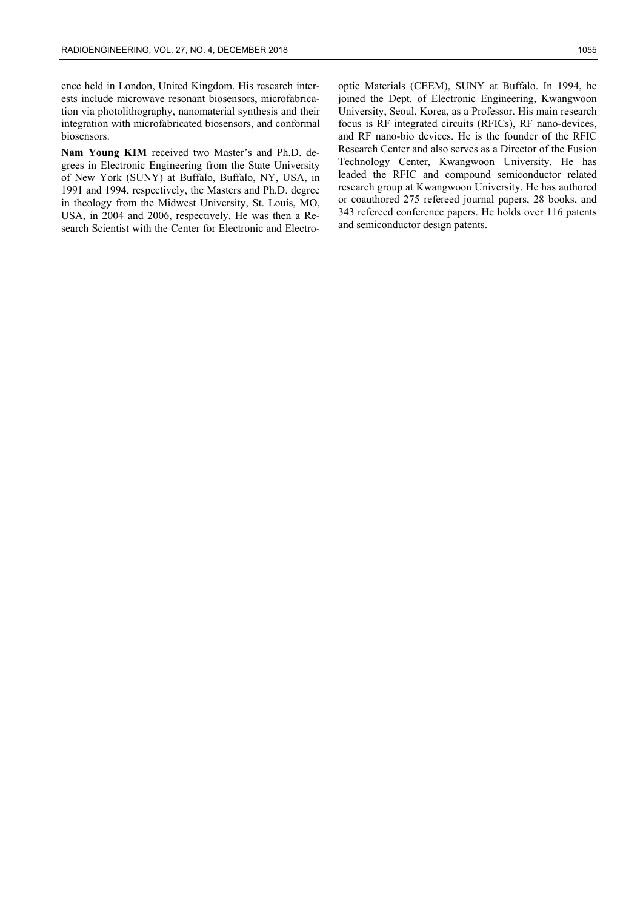ence held in London, United Kingdom. His research interests include microwave resonant biosensors, microfabrication via photolithography, nanomaterial synthesis and their integration with microfabricated biosensors, and conformal biosensors.

**Nam Young KIM** received two Master's and Ph.D. degrees in Electronic Engineering from the State University of New York (SUNY) at Buffalo, Buffalo, NY, USA, in 1991 and 1994, respectively, the Masters and Ph.D. degree in theology from the Midwest University, St. Louis, MO, USA, in 2004 and 2006, respectively. He was then a Research Scientist with the Center for Electronic and Electro-optic Materials (CEEM), SUNY at Buffalo. In 1994, he joined the Dept. of Electronic Engineering, Kwangwoon University, Seoul, Korea, as a Professor. His main research focus is RF integrated circuits (RFICs), RF nano-devices, and RF nano-bio devices. He is the founder of the RFIC Research Center and also serves as a Director of the Fusion Technology Center, Kwangwoon University. He has leaded the RFIC and compound semiconductor related research group at Kwangwoon University. He has authored or coauthored 275 refereed journal papers, 28 books, and 343 refereed conference papers. He holds over 116 patents and semiconductor design patents.